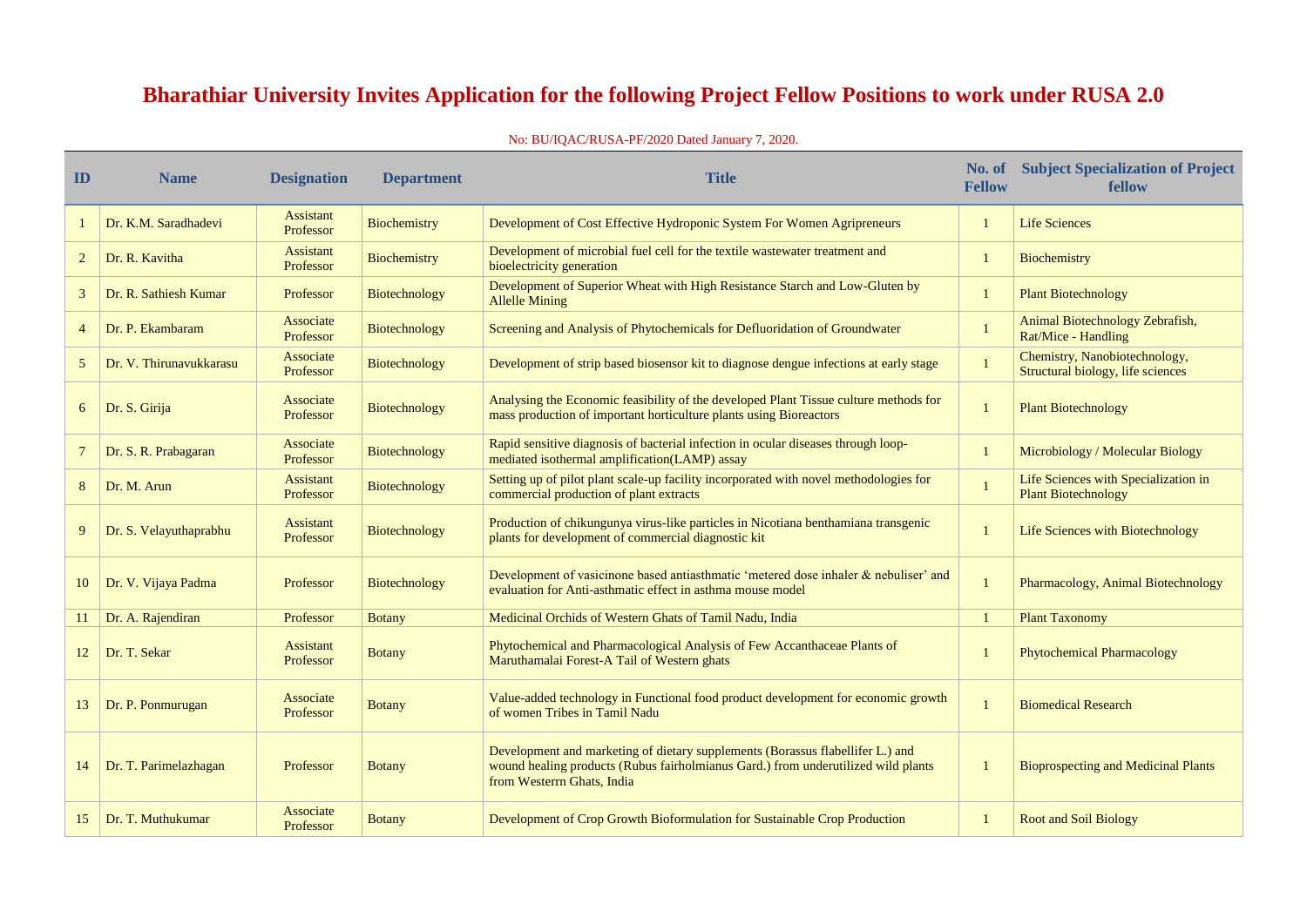# Bharathiar University Invites Application for the following Project Fellow Positions to work under RUSA 2.0

No: BU/IQAC/RUSA-PF/2020 Dated January 7, 2020.

| ID | Name | Designation | Department | Title | No. of Fellow | Subject Specialization of Project fellow |
|---|---|---|---|---|---|---|
| 1 | Dr. K.M. Saradhadevi | Assistant Professor | Biochemistry | Development of Cost Effective Hydroponic System For Women Agripreneurs | 1 | Life Sciences |
| 2 | Dr. R. Kavitha | Assistant Professor | Biochemistry | Development of microbial fuel cell for the textile wastewater treatment and bioelectricity generation | 1 | Biochemistry |
| 3 | Dr. R. Sathiesh Kumar | Professor | Biotechnology | Development of Superior Wheat with High Resistance Starch and Low-Gluten by Allelle Mining | 1 | Plant Biotechnology |
| 4 | Dr. P. Ekambaram | Associate Professor | Biotechnology | Screening and Analysis of Phytochemicals for Defluoridation of Groundwater | 1 | Animal Biotechnology Zebrafish, Rat/Mice - Handling |
| 5 | Dr. V. Thirunavukkarasu | Associate Professor | Biotechnology | Development of strip based biosensor kit to diagnose dengue infections at early stage | 1 | Chemistry, Nanobiotechnology, Structural biology, life sciences |
| 6 | Dr. S. Girija | Associate Professor | Biotechnology | Analysing the Economic feasibility of the developed Plant Tissue culture methods for mass production of important horticulture plants using Bioreactors | 1 | Plant Biotechnology |
| 7 | Dr. S. R. Prabagaran | Associate Professor | Biotechnology | Rapid sensitive diagnosis of bacterial infection in ocular diseases through loop-mediated isothermal amplification(LAMP) assay | 1 | Microbiology / Molecular Biology |
| 8 | Dr. M. Arun | Assistant Professor | Biotechnology | Setting up of pilot plant scale-up facility incorporated with novel methodologies for commercial production of plant extracts | 1 | Life Sciences with Specialization in Plant Biotechnology |
| 9 | Dr. S. Velayuthaprabhu | Assistant Professor | Biotechnology | Production of chikungunya virus-like particles in Nicotiana benthamiana transgenic plants for development of commercial diagnostic kit | 1 | Life Sciences with Biotechnology |
| 10 | Dr. V. Vijaya Padma | Professor | Biotechnology | Development of vasicinone based antiasthmatic 'metered dose inhaler & nebuliser' and evaluation for Anti-asthmatic effect in asthma mouse model | 1 | Pharmacology, Animal Biotechnology |
| 11 | Dr. A. Rajendiran | Professor | Botany | Medicinal Orchids of Western Ghats of Tamil Nadu, India | 1 | Plant Taxonomy |
| 12 | Dr. T. Sekar | Assistant Professor | Botany | Phytochemical and Pharmacological Analysis of Few Accanthaceae Plants of Maruthamalai Forest-A Tail of Western ghats | 1 | Phytochemical Pharmacology |
| 13 | Dr. P. Ponmurugan | Associate Professor | Botany | Value-added technology in Functional food product development for economic growth of women Tribes in Tamil Nadu | 1 | Biomedical Research |
| 14 | Dr. T. Parimelazhagan | Professor | Botany | Development and marketing of dietary supplements (Borassus flabellifer L.) and wound healing products (Rubus fairholmianus Gard.) from underutilized wild plants from Westerrn Ghats, India | 1 | Bioprospecting and Medicinal Plants |
| 15 | Dr. T. Muthukumar | Associate Professor | Botany | Development of Crop Growth Bioformulation for Sustainable Crop Production | 1 | Root and Soil Biology |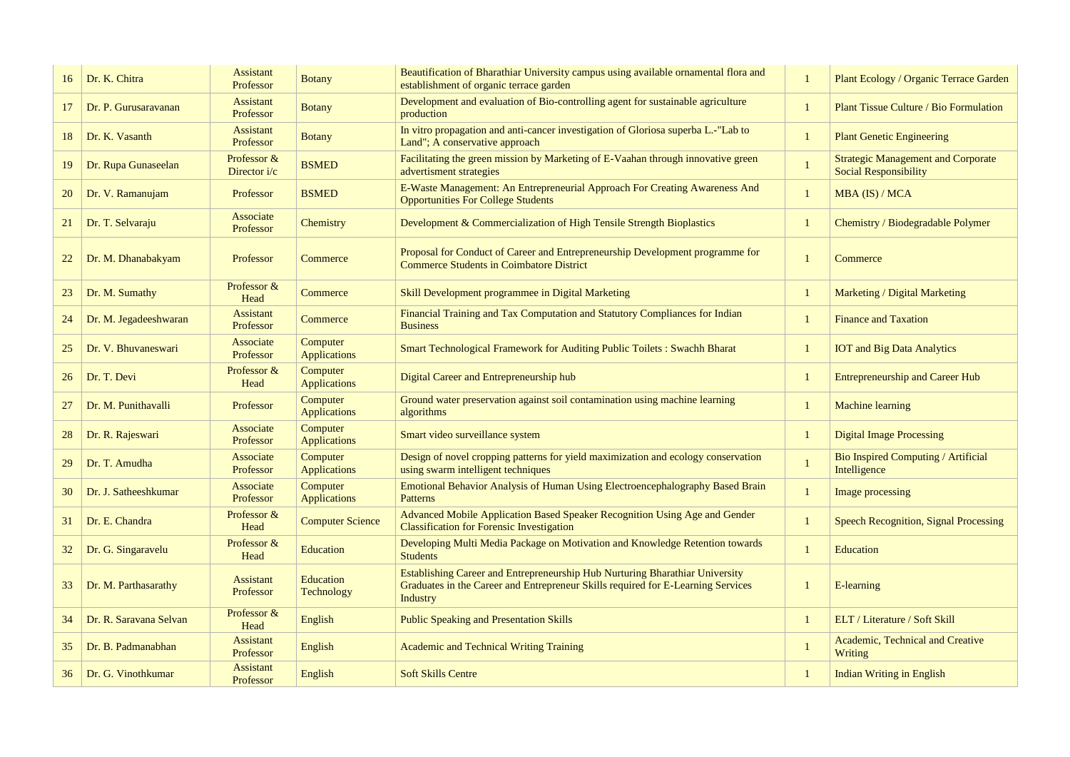| 16 | Dr. K. Chitra | Assistant Professor | Botany | Beautification of Bharathiar University campus using available ornamental flora and establishment of organic terrace garden | 1 | Plant Ecology / Organic Terrace Garden |
|---|---|---|---|---|---|---|
| 17 | Dr. P. Gurusaravanan | Assistant Professor | Botany | Development and evaluation of Bio-controlling agent for sustainable agriculture production | 1 | Plant Tissue Culture / Bio Formulation |
| 18 | Dr. K. Vasanth | Assistant Professor | Botany | In vitro propagation and anti-cancer investigation of Gloriosa superba L.-"Lab to Land"; A conservative approach | 1 | Plant Genetic Engineering |
| 19 | Dr. Rupa Gunaseelan | Professor & Director i/c | BSMED | Facilitating the green mission by Marketing of E-Vaahan through innovative green advertisment strategies | 1 | Strategic Management and Corporate Social Responsibility |
| 20 | Dr. V. Ramanujam | Professor | BSMED | E-Waste Management: An Entrepreneurial Approach For Creating Awareness And Opportunities For College Students | 1 | MBA (IS) / MCA |
| 21 | Dr. T. Selvaraju | Associate Professor | Chemistry | Development & Commercialization of High Tensile Strength Bioplastics | 1 | Chemistry / Biodegradable Polymer |
| 22 | Dr. M. Dhanabakyam | Professor | Commerce | Proposal for Conduct of Career and Entrepreneurship Development programme for Commerce Students in Coimbatore District | 1 | Commerce |
| 23 | Dr. M. Sumathy | Professor & Head | Commerce | Skill Development programmee in Digital Marketing | 1 | Marketing / Digital Marketing |
| 24 | Dr. M. Jegadeeshwaran | Assistant Professor | Commerce | Financial Training and Tax Computation and Statutory Compliances for Indian Business | 1 | Finance and Taxation |
| 25 | Dr. V. Bhuvaneswari | Associate Professor | Computer Applications | Smart Technological Framework for Auditing Public Toilets : Swachh Bharat | 1 | IOT and Big Data Analytics |
| 26 | Dr. T. Devi | Professor & Head | Computer Applications | Digital Career and Entrepreneurship hub | 1 | Entrepreneurship and Career Hub |
| 27 | Dr. M. Punithavalli | Professor | Computer Applications | Ground water preservation against soil contamination using machine learning algorithms | 1 | Machine learning |
| 28 | Dr. R. Rajeswari | Associate Professor | Computer Applications | Smart video surveillance system | 1 | Digital Image Processing |
| 29 | Dr. T. Amudha | Associate Professor | Computer Applications | Design of novel cropping patterns for yield maximization and ecology conservation using swarm intelligent techniques | 1 | Bio Inspired Computing / Artificial Intelligence |
| 30 | Dr. J. Satheeshkumar | Associate Professor | Computer Applications | Emotional Behavior Analysis of Human Using Electroencephalography Based Brain Patterns | 1 | Image processing |
| 31 | Dr. E. Chandra | Professor & Head | Computer Science | Advanced Mobile Application Based Speaker Recognition Using Age and Gender Classification for Forensic Investigation | 1 | Speech Recognition, Signal Processing |
| 32 | Dr. G. Singaravelu | Professor & Head | Education | Developing Multi Media Package on Motivation and Knowledge Retention towards Students | 1 | Education |
| 33 | Dr. M. Parthasarathy | Assistant Professor | Education Technology | Establishing Career and Entrepreneurship Hub Nurturing Bharathiar University Graduates in the Career and Entrepreneur Skills required for E-Learning Services Industry | 1 | E-learning |
| 34 | Dr. R. Saravana Selvan | Professor & Head | English | Public Speaking and Presentation Skills | 1 | ELT / Literature / Soft Skill |
| 35 | Dr. B. Padmanabhan | Assistant Professor | English | Academic and Technical Writing Training | 1 | Academic, Technical and Creative Writing |
| 36 | Dr. G. Vinothkumar | Assistant Professor | English | Soft Skills Centre | 1 | Indian Writing in English |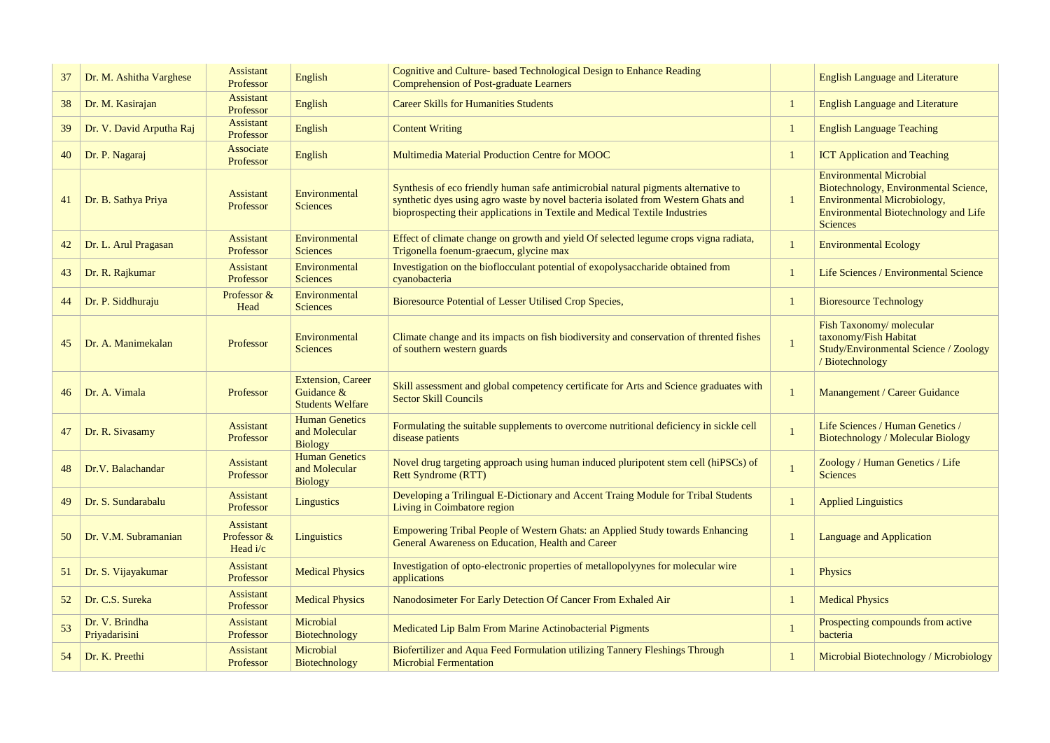| 37 | Dr. M. Ashitha Varghese | Assistant Professor | English | Cognitive and Culture- based Technological Design to Enhance Reading Comprehension of Post-graduate Learners | | English Language and Literature |
|---|---|---|---|---|---|---|
| 38 | Dr. M. Kasirajan | Assistant Professor | English | Career Skills for Humanities Students | 1 | English Language and Literature |
| 39 | Dr. V. David Arputha Raj | Assistant Professor | English | Content Writing | 1 | English Language Teaching |
| 40 | Dr. P. Nagaraj | Associate Professor | English | Multimedia Material Production Centre for MOOC | 1 | ICT Application and Teaching |
| 41 | Dr. B. Sathya Priya | Assistant Professor | Environmental Sciences | Synthesis of eco friendly human safe antimicrobial natural pigments alternative to synthetic dyes using agro waste by novel bacteria isolated from Western Ghats and bioprospecting their applications in Textile and Medical Textile Industries | 1 | Environmental Microbial Biotechnology, Environmental Science, Environmental Microbiology, Environmental Biotechnology and Life Sciences |
| 42 | Dr. L. Arul Pragasan | Assistant Professor | Environmental Sciences | Effect of climate change on growth and yield Of selected legume crops vigna radiata, Trigonella foenum-graecum, glycine max | 1 | Environmental Ecology |
| 43 | Dr. R. Rajkumar | Assistant Professor | Environmental Sciences | Investigation on the bioflocculant potential of exopolysaccharide obtained from cyanobacteria | 1 | Life Sciences / Environmental Science |
| 44 | Dr. P. Siddhuraju | Professor & Head | Environmental Sciences | Bioresource Potential of Lesser Utilised Crop Species, | 1 | Bioresource Technology |
| 45 | Dr. A. Manimekalan | Professor | Environmental Sciences | Climate change and its impacts on fish biodiversity and conservation of thrented fishes of southern western guards | 1 | Fish Taxonomy/ molecular taxonomy/Fish Habitat Study/Environmental Science / Zoology / Biotechnology |
| 46 | Dr. A. Vimala | Professor | Extension, Career Guidance & Students Welfare | Skill assessment and global competency certificate for Arts and Science graduates with Sector Skill Councils | 1 | Manangement / Career Guidance |
| 47 | Dr. R. Sivasamy | Assistant Professor | Human Genetics and Molecular Biology | Formulating the suitable supplements to overcome nutritional deficiency in sickle cell disease patients | 1 | Life Sciences / Human Genetics / Biotechnology / Molecular Biology |
| 48 | Dr.V. Balachandar | Assistant Professor | Human Genetics and Molecular Biology | Novel drug targeting approach using human induced pluripotent stem cell (hiPSCs) of Rett Syndrome (RTT) | 1 | Zoology / Human Genetics / Life Sciences |
| 49 | Dr. S. Sundarabalu | Assistant Professor | Lingustics | Developing a Trilingual E-Dictionary and Accent Traing Module for Tribal Students Living in Coimbatore region | 1 | Applied Linguistics |
| 50 | Dr. V.M. Subramanian | Assistant Professor & Head i/c | Linguistics | Empowering Tribal People of Western Ghats: an Applied Study towards Enhancing General Awareness on Education, Health and Career | 1 | Language and Application |
| 51 | Dr. S. Vijayakumar | Assistant Professor | Medical Physics | Investigation of opto-electronic properties of metallopolyynes for molecular wire applications | 1 | Physics |
| 52 | Dr. C.S. Sureka | Assistant Professor | Medical Physics | Nanodosimeter For Early Detection Of Cancer From Exhaled Air | 1 | Medical Physics |
| 53 | Dr. V. Brindha Priyadarisini | Assistant Professor | Microbial Biotechnology | Medicated Lip Balm From Marine Actinobacterial Pigments | 1 | Prospecting compounds from active bacteria |
| 54 | Dr. K. Preethi | Assistant Professor | Microbial Biotechnology | Biofertilizer and Aqua Feed Formulation utilizing Tannery Fleshings Through Microbial Fermentation | 1 | Microbial Biotechnology / Microbiology |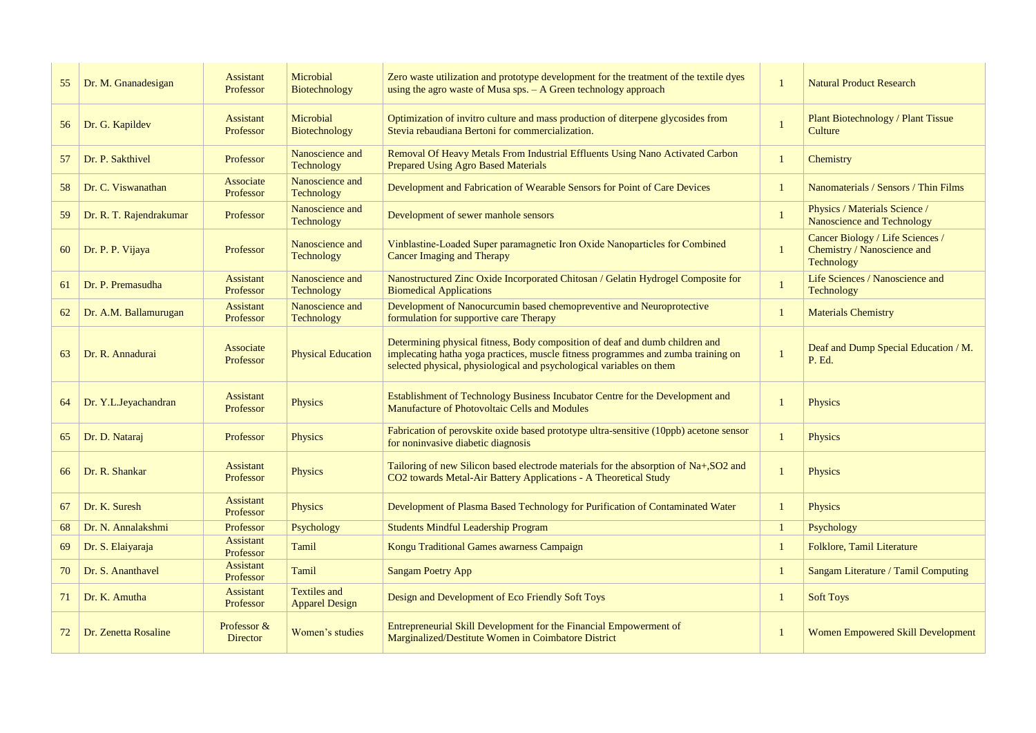| 55 | Dr. M. Gnanadesigan | Assistant Professor | Microbial Biotechnology | Zero waste utilization and prototype development for the treatment of the textile dyes using the agro waste of Musa sps. – A Green technology approach | 1 | Natural Product Research |
|---|---|---|---|---|---|---|
| 56 | Dr. G. Kapildev | Assistant Professor | Microbial Biotechnology | Optimization of invitro culture and mass production of diterpene glycosides from Stevia rebaudiana Bertoni for commercialization. | 1 | Plant Biotechnology / Plant Tissue Culture |
| 57 | Dr. P. Sakthivel | Professor | Nanoscience and Technology | Removal Of Heavy Metals From Industrial Effluents Using Nano Activated Carbon Prepared Using Agro Based Materials | 1 | Chemistry |
| 58 | Dr. C. Viswanathan | Associate Professor | Nanoscience and Technology | Development and Fabrication of Wearable Sensors for Point of Care Devices | 1 | Nanomaterials / Sensors / Thin Films |
| 59 | Dr. R. T. Rajendrakumar | Professor | Nanoscience and Technology | Development of sewer manhole sensors | 1 | Physics / Materials Science / Nanoscience and Technology |
| 60 | Dr. P. P. Vijaya | Professor | Nanoscience and Technology | Vinblastine-Loaded Super paramagnetic Iron Oxide Nanoparticles for Combined Cancer Imaging and Therapy | 1 | Cancer Biology / Life Sciences / Chemistry / Nanoscience and Technology |
| 61 | Dr. P. Premasudha | Assistant Professor | Nanoscience and Technology | Nanostructured Zinc Oxide Incorporated Chitosan / Gelatin Hydrogel Composite for Biomedical Applications | 1 | Life Sciences / Nanoscience and Technology |
| 62 | Dr. A.M. Ballamurugan | Assistant Professor | Nanoscience and Technology | Development of Nanocurcumin based chemopreventive and Neuroprotective formulation for supportive care Therapy | 1 | Materials Chemistry |
| 63 | Dr. R. Annadurai | Associate Professor | Physical Education | Determining physical fitness, Body composition of deaf and dumb children and implecating hatha yoga practices, muscle fitness programmes and zumba training on selected physical, physiological and psychological variables on them | 1 | Deaf and Dump Special Education / M. P. Ed. |
| 64 | Dr. Y.L.Jeyachandran | Assistant Professor | Physics | Establishment of Technology Business Incubator Centre for the Development and Manufacture of Photovoltaic Cells and Modules | 1 | Physics |
| 65 | Dr. D. Nataraj | Professor | Physics | Fabrication of perovskite oxide based prototype ultra-sensitive (10ppb) acetone sensor for noninvasive diabetic diagnosis | 1 | Physics |
| 66 | Dr. R. Shankar | Assistant Professor | Physics | Tailoring of new Silicon based electrode materials for the absorption of $Na^+$, $SO_2$ and $CO_2$ towards Metal-Air Battery Applications - A Theoretical Study | 1 | Physics |
| 67 | Dr. K. Suresh | Assistant Professor | Physics | Development of Plasma Based Technology for Purification of Contaminated Water | 1 | Physics |
| 68 | Dr. N. Annalakshmi | Professor | Psychology | Students Mindful Leadership Program | 1 | Psychology |
| 69 | Dr. S. Elaiyaraja | Assistant Professor | Tamil | Kongu Traditional Games awarness Campaign | 1 | Folklore, Tamil Literature |
| 70 | Dr. S. Ananthavel | Assistant Professor | Tamil | Sangam Poetry App | 1 | Sangam Literature / Tamil Computing |
| 71 | Dr. K. Amutha | Assistant Professor | Textiles and Apparel Design | Design and Development of Eco Friendly Soft Toys | 1 | Soft Toys |
| 72 | Dr. Zenetta Rosaline | Professor & Director | Women's studies | Entrepreneurial Skill Development for the Financial Empowerment of Marginalized/Destitute Women in Coimbatore District | 1 | Women Empowered Skill Development |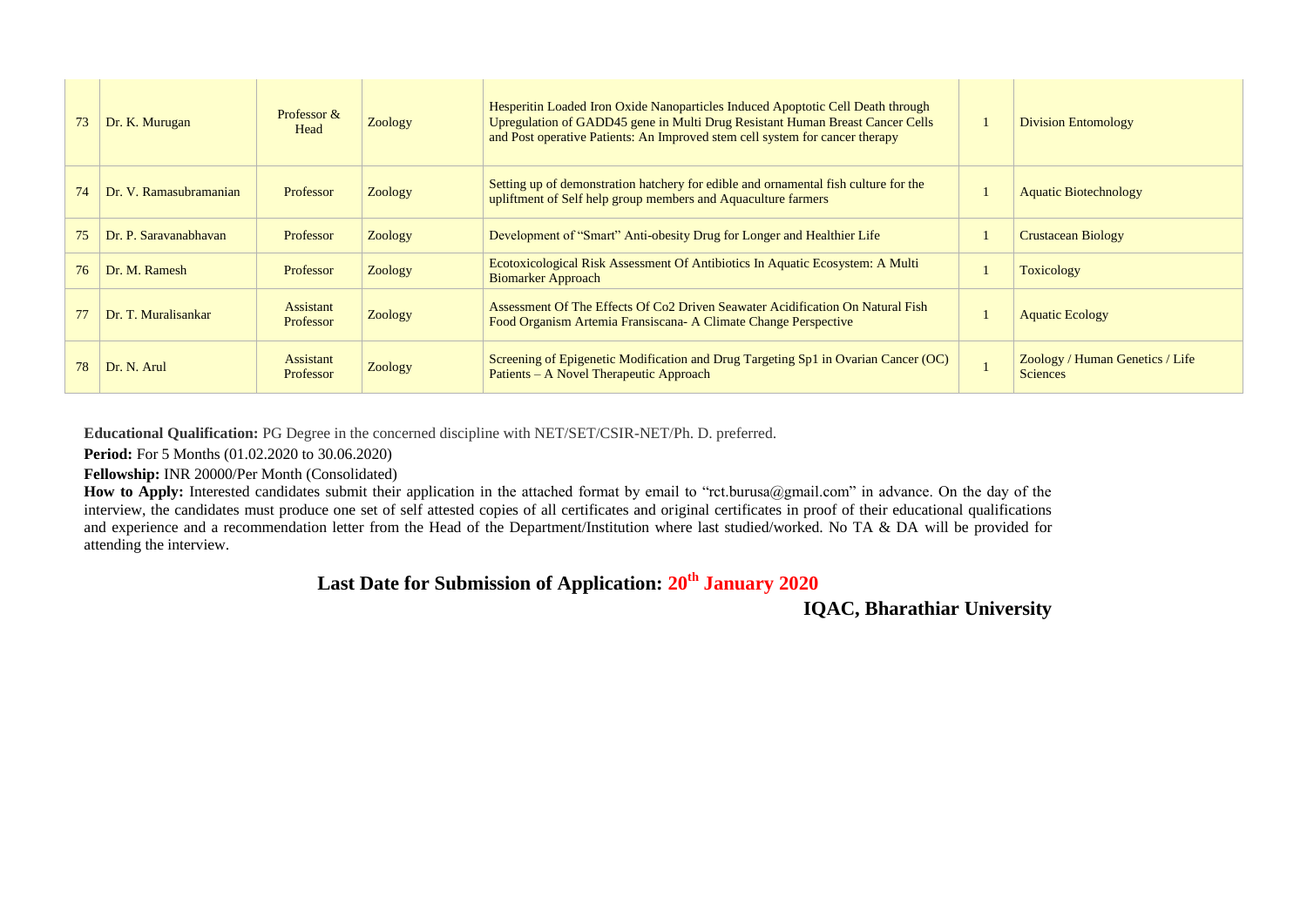| | | | | | | |
|---|---|---|---|---|---|---|
| 73 | Dr. K. Murugan | Professor & Head | Zoology | Hesperitin Loaded Iron Oxide Nanoparticles Induced Apoptotic Cell Death through Upregulation of GADD45 gene in Multi Drug Resistant Human Breast Cancer Cells and Post operative Patients: An Improved stem cell system for cancer therapy | 1 | Division Entomology |
| 74 | Dr. V. Ramasubramanian | Professor | Zoology | Setting up of demonstration hatchery for edible and ornamental fish culture for the upliftment of Self help group members and Aquaculture farmers | 1 | Aquatic Biotechnology |
| 75 | Dr. P. Saravanabhavan | Professor | Zoology | Development of "Smart" Anti-obesity Drug for Longer and Healthier Life | 1 | Crustacean Biology |
| 76 | Dr. M. Ramesh | Professor | Zoology | Ecotoxicological Risk Assessment Of Antibiotics In Aquatic Ecosystem: A Multi Biomarker Approach | 1 | Toxicology |
| 77 | Dr. T. Muralisankar | Assistant Professor | Zoology | Assessment Of The Effects Of Co2 Driven Seawater Acidification On Natural Fish Food Organism Artemia Fransiscana- A Climate Change Perspective | 1 | Aquatic Ecology |
| 78 | Dr. N. Arul | Assistant Professor | Zoology | Screening of Epigenetic Modification and Drug Targeting Sp1 in Ovarian Cancer (OC) Patients – A Novel Therapeutic Approach | 1 | Zoology / Human Genetics / Life Sciences |

**Educational Qualification:** PG Degree in the concerned discipline with NET/SET/CSIR-NET/Ph. D. preferred.

**Period:** For 5 Months (01.02.2020 to 30.06.2020)

**Fellowship:** INR 20000/Per Month (Consolidated)

**How to Apply:** Interested candidates submit their application in the attached format by email to "rct.burusa@gmail.com" in advance. On the day of the interview, the candidates must produce one set of self attested copies of all certificates and original certificates in proof of their educational qualifications and experience and a recommendation letter from the Head of the Department/Institution where last studied/worked. No TA & DA will be provided for attending the interview.

**Last Date for Submission of Application: 20th January 2020**

**IQAC, Bharathiar University**